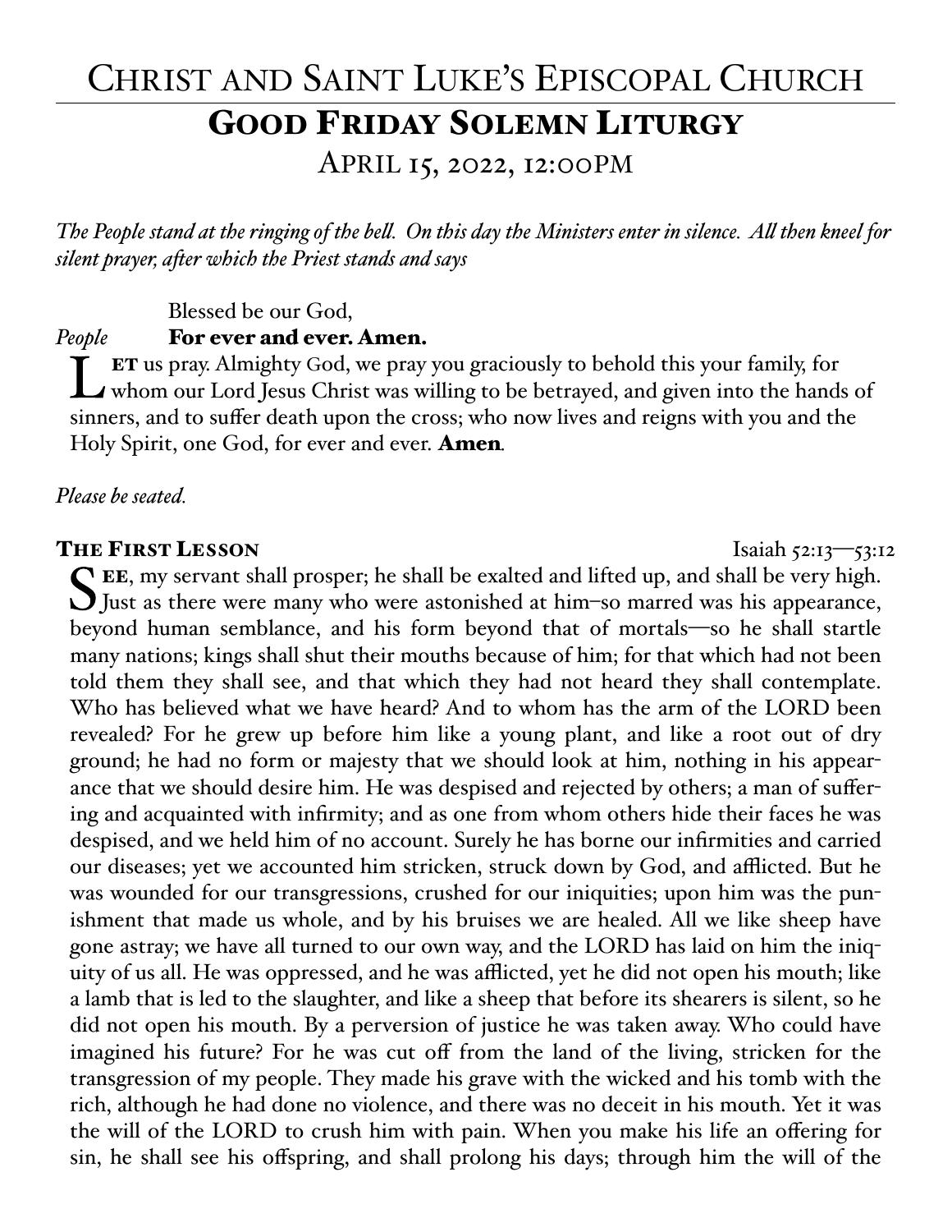# Christ and Saint Luke's Episcopal Church

## Good Friday Solemn Liturgy

April 15, 2022, 12:00PM

*The People stand at the ringing of the bell. On this day the Ministers enter in silence. All then kneel for silent prayer, after which the Priest stands and says*

Blessed be our God,

*People* **For ever and ever. Amen.**

Let us pray. Almighty God, we pray you graciously to behold this your family, for whom our Lord Jesus Christ was willing to be betrayed, and given into the hands of sinners, and to suffer death upon the cross; who now lives and reigns with you and the Holy Spirit, one God, for ever and ever. **Amen**.

*Please be seated.*

**The First Lesson** Isaiah 52:13—53:12

See, my servant shall prosper; he shall be exalted and lifted up, and shall be very high. Just as there were many who were astonished at him–so marred was his appearance, beyond human semblance, and his form beyond that of mortals—so he shall startle many nations; kings shall shut their mouths because of him; for that which had not been told them they shall see, and that which they had not heard they shall contemplate. Who has believed what we have heard? And to whom has the arm of the LORD been revealed? For he grew up before him like a young plant, and like a root out of dry ground; he had no form or majesty that we should look at him, nothing in his appearance that we should desire him. He was despised and rejected by others; a man of suffering and acquainted with infirmity; and as one from whom others hide their faces he was despised, and we held him of no account. Surely he has borne our infirmities and carried our diseases; yet we accounted him stricken, struck down by God, and afflicted. But he was wounded for our transgressions, crushed for our iniquities; upon him was the punishment that made us whole, and by his bruises we are healed. All we like sheep have gone astray; we have all turned to our own way, and the LORD has laid on him the iniquity of us all. He was oppressed, and he was afflicted, yet he did not open his mouth; like a lamb that is led to the slaughter, and like a sheep that before its shearers is silent, so he did not open his mouth. By a perversion of justice he was taken away. Who could have imagined his future? For he was cut off from the land of the living, stricken for the transgression of my people. They made his grave with the wicked and his tomb with the rich, although he had done no violence, and there was no deceit in his mouth. Yet it was the will of the LORD to crush him with pain. When you make his life an offering for sin, he shall see his offspring, and shall prolong his days; through him the will of the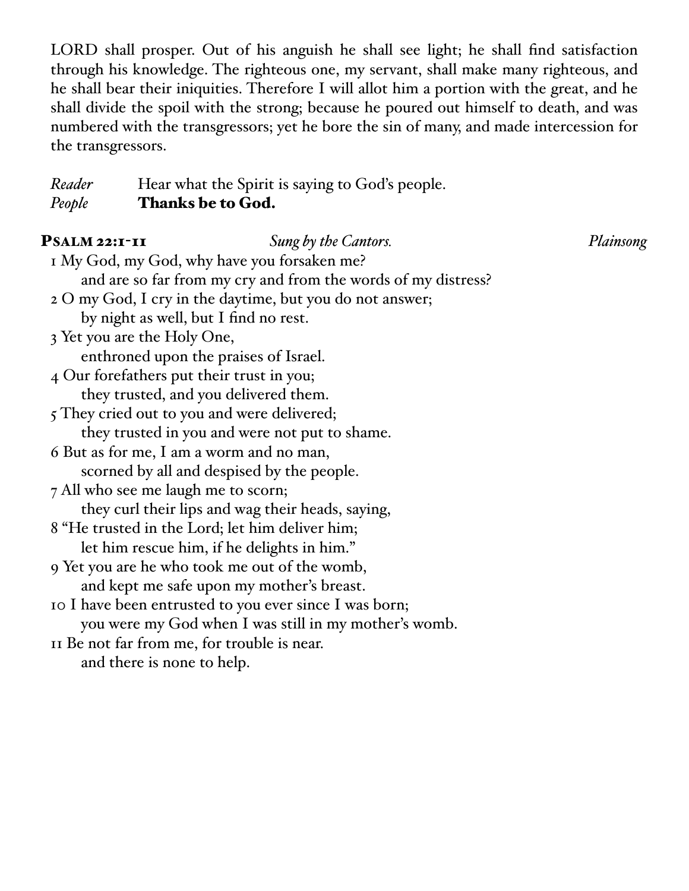LORD shall prosper. Out of his anguish he shall see light; he shall find satisfaction through his knowledge. The righteous one, my servant, shall make many righteous, and he shall bear their iniquities. Therefore I will allot him a portion with the great, and he shall divide the spoil with the strong; because he poured out himself to death, and was numbered with the transgressors; yet he bore the sin of many, and made intercession for the transgressors.

*Reader* Hear what the Spirit is saying to God's people.
*People* **Thanks be to God.**

**Psalm 22:1-11** *Sung by the Cantors.* *Plainsong*

1 My God, my God, why have you forsaken me?
and are so far from my cry and from the words of my distress?
2 O my God, I cry in the daytime, but you do not answer;
by night as well, but I find no rest.
3 Yet you are the Holy One,
enthroned upon the praises of Israel.
4 Our forefathers put their trust in you;
they trusted, and you delivered them.
5 They cried out to you and were delivered;
they trusted in you and were not put to shame.
6 But as for me, I am a worm and no man,
scorned by all and despised by the people.
7 All who see me laugh me to scorn;
they curl their lips and wag their heads, saying,
8 "He trusted in the Lord; let him deliver him;
let him rescue him, if he delights in him."
9 Yet you are he who took me out of the womb,
and kept me safe upon my mother's breast.
10 I have been entrusted to you ever since I was born;
you were my God when I was still in my mother's womb.
11 Be not far from me, for trouble is near.
and there is none to help.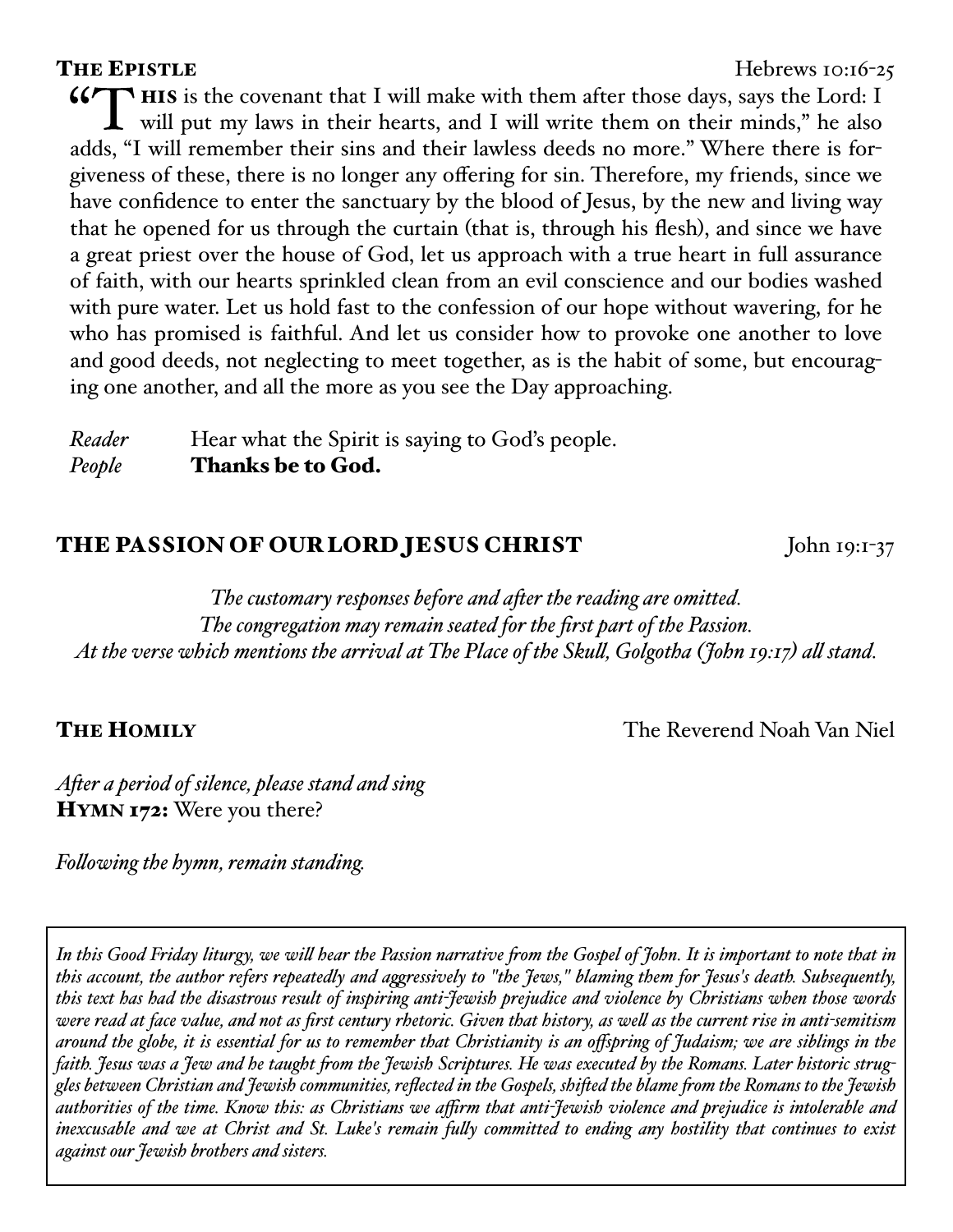## The Epistle — Hebrews 10:16-25

"This is the covenant that I will make with them after those days, says the Lord: I will put my laws in their hearts, and I will write them on their minds," he also adds, "I will remember their sins and their lawless deeds no more." Where there is forgiveness of these, there is no longer any offering for sin. Therefore, my friends, since we have confidence to enter the sanctuary by the blood of Jesus, by the new and living way that he opened for us through the curtain (that is, through his flesh), and since we have a great priest over the house of God, let us approach with a true heart in full assurance of faith, with our hearts sprinkled clean from an evil conscience and our bodies washed with pure water. Let us hold fast to the confession of our hope without wavering, for he who has promised is faithful. And let us consider how to provoke one another to love and good deeds, not neglecting to meet together, as is the habit of some, but encouraging one another, and all the more as you see the Day approaching.

*Reader* Hear what the Spirit is saying to God's people.
*People* **Thanks be to God.**

## THE PASSION OF OUR LORD JESUS CHRIST — John 19:1-37

*The customary responses before and after the reading are omitted.*
*The congregation may remain seated for the first part of the Passion.*
*At the verse which mentions the arrival at The Place of the Skull, Golgotha (John 19:17) all stand.*

## The Homily — The Reverend Noah Van Niel

*After a period of silence, please stand and sing*
**Hymn 172:** Were you there?

*Following the hymn, remain standing.*

*In this Good Friday liturgy, we will hear the Passion narrative from the Gospel of John. It is important to note that in this account, the author refers repeatedly and aggressively to "the Jews," blaming them for Jesus's death. Subsequently, this text has had the disastrous result of inspiring anti-Jewish prejudice and violence by Christians when those words were read at face value, and not as first century rhetoric. Given that history, as well as the current rise in anti-semitism around the globe, it is essential for us to remember that Christianity is an offspring of Judaism; we are siblings in the faith. Jesus was a Jew and he taught from the Jewish Scriptures. He was executed by the Romans. Later historic struggles between Christian and Jewish communities, reflected in the Gospels, shifted the blame from the Romans to the Jewish authorities of the time. Know this: as Christians we affirm that anti-Jewish violence and prejudice is intolerable and inexcusable and we at Christ and St. Luke's remain fully committed to ending any hostility that continues to exist against our Jewish brothers and sisters.*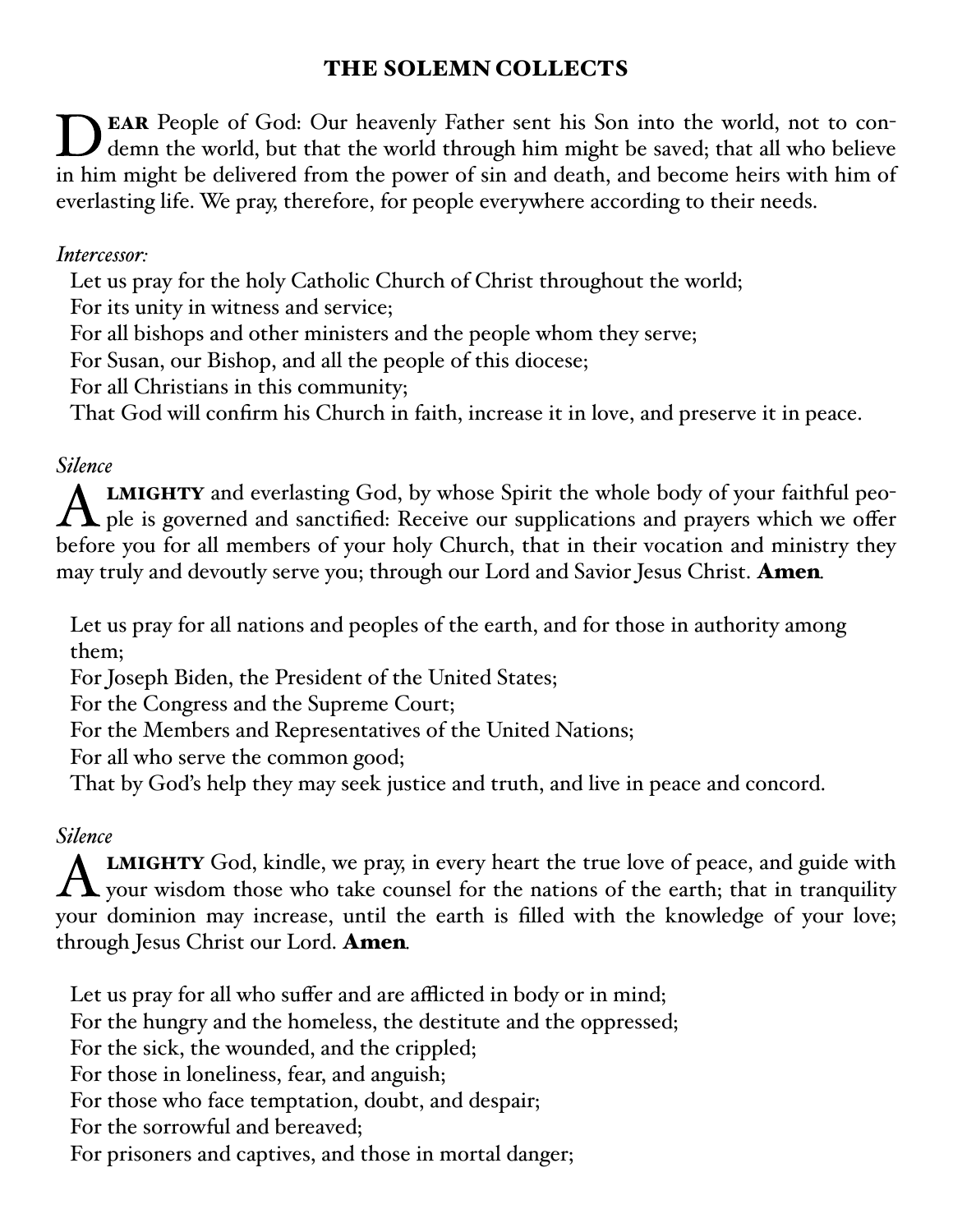## THE SOLEMN COLLECTS

**Dear** People of God: Our heavenly Father sent his Son into the world, not to condemn the world, but that the world through him might be saved; that all who believe in him might be delivered from the power of sin and death, and become heirs with him of everlasting life. We pray, therefore, for people everywhere according to their needs.

*Intercessor:*

Let us pray for the holy Catholic Church of Christ throughout the world;  
For its unity in witness and service;  
For all bishops and other ministers and the people whom they serve;  
For Susan, our Bishop, and all the people of this diocese;  
For all Christians in this community;  
That God will confirm his Church in faith, increase it in love, and preserve it in peace.

*Silence*

**Almighty** and everlasting God, by whose Spirit the whole body of your faithful people is governed and sanctified: Receive our supplications and prayers which we offer before you for all members of your holy Church, that in their vocation and ministry they may truly and devoutly serve you; through our Lord and Savior Jesus Christ. **Amen**.

Let us pray for all nations and peoples of the earth, and for those in authority among them;  
For Joseph Biden, the President of the United States;  
For the Congress and the Supreme Court;  
For the Members and Representatives of the United Nations;  
For all who serve the common good;  
That by God's help they may seek justice and truth, and live in peace and concord.

*Silence*

**Almighty** God, kindle, we pray, in every heart the true love of peace, and guide with your wisdom those who take counsel for the nations of the earth; that in tranquility your dominion may increase, until the earth is filled with the knowledge of your love; through Jesus Christ our Lord. **Amen**.

Let us pray for all who suffer and are afflicted in body or in mind;  
For the hungry and the homeless, the destitute and the oppressed;  
For the sick, the wounded, and the crippled;  
For those in loneliness, fear, and anguish;  
For those who face temptation, doubt, and despair;  
For the sorrowful and bereaved;  
For prisoners and captives, and those in mortal danger;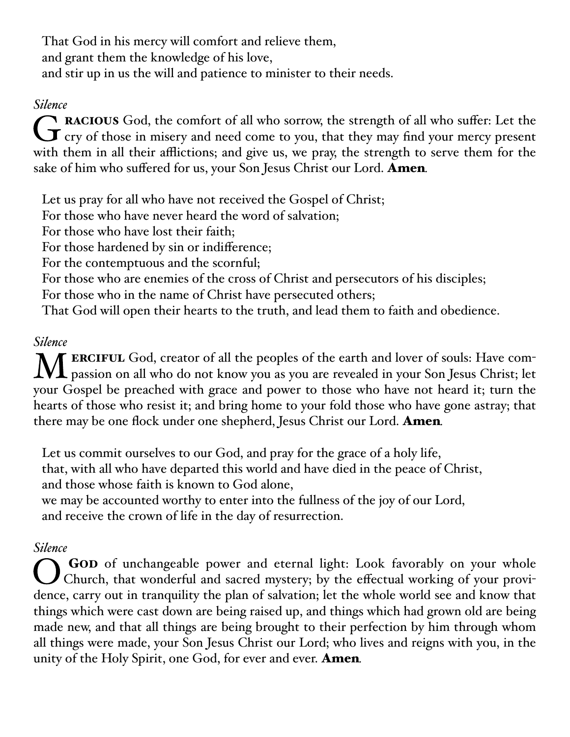That God in his mercy will comfort and relieve them,
and grant them the knowledge of his love,
and stir up in us the will and patience to minister to their needs.

*Silence*

**Gracious** God, the comfort of all who sorrow, the strength of all who suffer: Let the cry of those in misery and need come to you, that they may find your mercy present with them in all their afflictions; and give us, we pray, the strength to serve them for the sake of him who suffered for us, your Son Jesus Christ our Lord. **Amen**.

Let us pray for all who have not received the Gospel of Christ;
For those who have never heard the word of salvation;
For those who have lost their faith;
For those hardened by sin or indifference;
For the contemptuous and the scornful;
For those who are enemies of the cross of Christ and persecutors of his disciples;
For those who in the name of Christ have persecuted others;
That God will open their hearts to the truth, and lead them to faith and obedience.

*Silence*

**Merciful** God, creator of all the peoples of the earth and lover of souls: Have compassion on all who do not know you as you are revealed in your Son Jesus Christ; let your Gospel be preached with grace and power to those who have not heard it; turn the hearts of those who resist it; and bring home to your fold those who have gone astray; that there may be one flock under one shepherd, Jesus Christ our Lord. **Amen**.

Let us commit ourselves to our God, and pray for the grace of a holy life,
that, with all who have departed this world and have died in the peace of Christ,
and those whose faith is known to God alone,
we may be accounted worthy to enter into the fullness of the joy of our Lord,
and receive the crown of life in the day of resurrection.

*Silence*

**O God** of unchangeable power and eternal light: Look favorably on your whole Church, that wonderful and sacred mystery; by the effectual working of your providence, carry out in tranquility the plan of salvation; let the whole world see and know that things which were cast down are being raised up, and things which had grown old are being made new, and that all things are being brought to their perfection by him through whom all things were made, your Son Jesus Christ our Lord; who lives and reigns with you, in the unity of the Holy Spirit, one God, for ever and ever. **Amen**.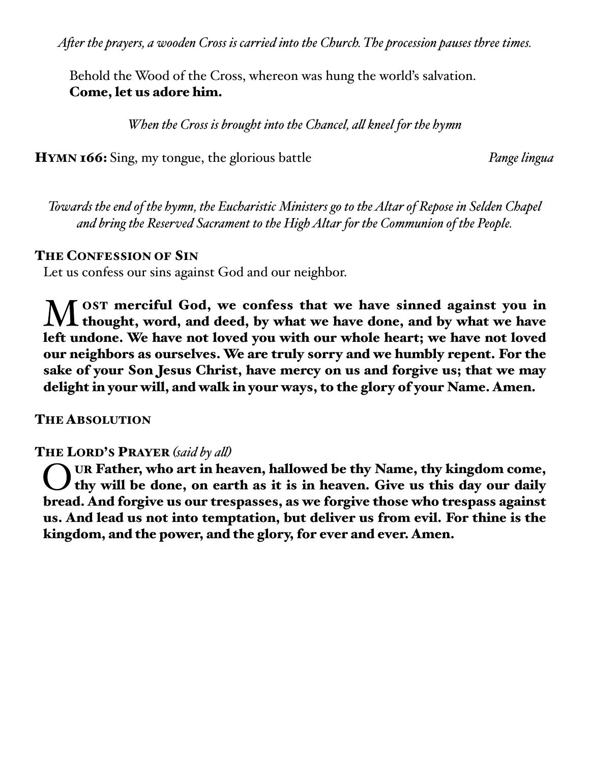*After the prayers, a wooden Cross is carried into the Church. The procession pauses three times.*

Behold the Wood of the Cross, whereon was hung the world's salvation.
**Come, let us adore him.**

*When the Cross is brought into the Chancel, all kneel for the hymn*

**HYMN 166:** Sing, my tongue, the glorious battle *Pange lingua*

*Towards the end of the hymn, the Eucharistic Ministers go to the Altar of Repose in Selden Chapel and bring the Reserved Sacrament to the High Altar for the Communion of the People.*

**THE CONFESSION OF SIN**

Let us confess our sins against God and our neighbor.

**Most merciful God, we confess that we have sinned against you in thought, word, and deed, by what we have done, and by what we have left undone. We have not loved you with our whole heart; we have not loved our neighbors as ourselves. We are truly sorry and we humbly repent. For the sake of your Son Jesus Christ, have mercy on us and forgive us; that we may delight in your will, and walk in your ways, to the glory of your Name. Amen.**

**THE ABSOLUTION**

**THE LORD'S PRAYER** *(said by all)*

**Our Father, who art in heaven, hallowed be thy Name, thy kingdom come, thy will be done, on earth as it is in heaven. Give us this day our daily bread. And forgive us our trespasses, as we forgive those who trespass against us. And lead us not into temptation, but deliver us from evil. For thine is the kingdom, and the power, and the glory, for ever and ever. Amen.**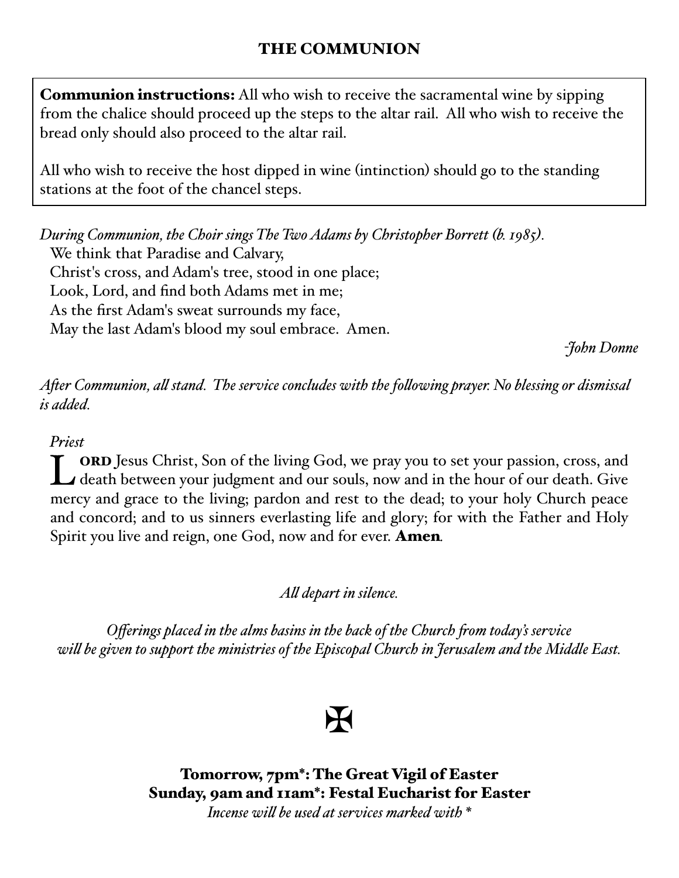## THE COMMUNION

**Communion instructions:** All who wish to receive the sacramental wine by sipping from the chalice should proceed up the steps to the altar rail. All who wish to receive the bread only should also proceed to the altar rail.

All who wish to receive the host dipped in wine (intinction) should go to the standing stations at the foot of the chancel steps.

*During Communion, the Choir sings The Two Adams by Christopher Borrett (b. 1985).*

We think that Paradise and Calvary,
Christ's cross, and Adam's tree, stood in one place;
Look, Lord, and find both Adams met in me;
As the first Adam's sweat surrounds my face,
May the last Adam's blood my soul embrace. Amen.

*-John Donne*

*After Communion, all stand. The service concludes with the following prayer. No blessing or dismissal is added.*

*Priest*

**LORD** Jesus Christ, Son of the living God, we pray you to set your passion, cross, and death between your judgment and our souls, now and in the hour of our death. Give mercy and grace to the living; pardon and rest to the dead; to your holy Church peace and concord; and to us sinners everlasting life and glory; for with the Father and Holy Spirit you live and reign, one God, now and for ever. **Amen**.

*All depart in silence.*

*Offerings placed in the alms basins in the back of the Church from today's service will be given to support the ministries of the Episcopal Church in Jerusalem and the Middle East.*

✠

**Tomorrow, 7pm*: The Great Vigil of Easter**
**Sunday, 9am and 11am*: Festal Eucharist for Easter**
*Incense will be used at services marked with **